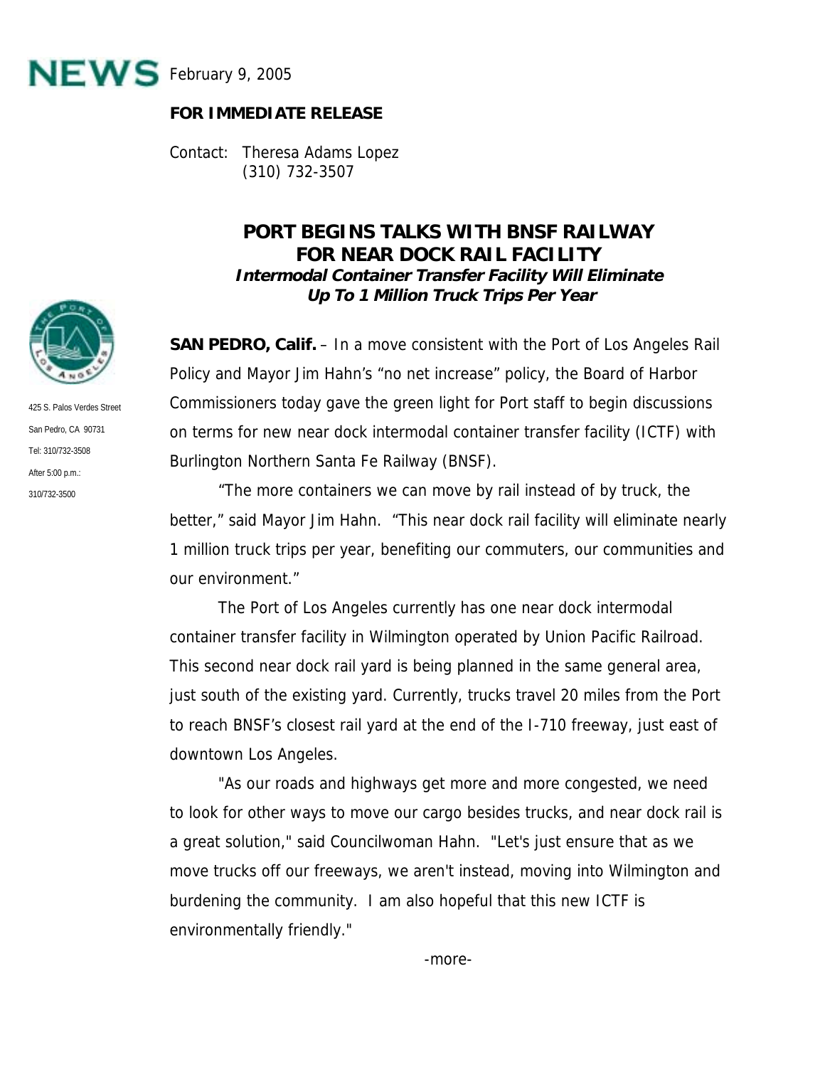# NEWS February 9, 2005

**FOR IMMEDIATE RELEASE**

Contact: Theresa Adams Lopez
(310) 732-3507

425 S. Palos Verdes Street
San Pedro, CA 90731
Tel: 310/732-3508
After 5:00 p.m.:
310/732-3500

## PORT BEGINS TALKS WITH BNSF RAILWAY FOR NEAR DOCK RAIL FACILITY

***Intermodal Container Transfer Facility Will Eliminate Up To 1 Million Truck Trips Per Year***

**SAN PEDRO, Calif.** – In a move consistent with the Port of Los Angeles Rail Policy and Mayor Jim Hahn's "no net increase" policy, the Board of Harbor Commissioners today gave the green light for Port staff to begin discussions on terms for new near dock intermodal container transfer facility (ICTF) with Burlington Northern Santa Fe Railway (BNSF).

"The more containers we can move by rail instead of by truck, the better," said Mayor Jim Hahn. "This near dock rail facility will eliminate nearly 1 million truck trips per year, benefiting our commuters, our communities and our environment."

The Port of Los Angeles currently has one near dock intermodal container transfer facility in Wilmington operated by Union Pacific Railroad. This second near dock rail yard is being planned in the same general area, just south of the existing yard. Currently, trucks travel 20 miles from the Port to reach BNSF's closest rail yard at the end of the I-710 freeway, just east of downtown Los Angeles.

"As our roads and highways get more and more congested, we need to look for other ways to move our cargo besides trucks, and near dock rail is a great solution," said Councilwoman Hahn. "Let's just ensure that as we move trucks off our freeways, we aren't instead, moving into Wilmington and burdening the community. I am also hopeful that this new ICTF is environmentally friendly."

-more-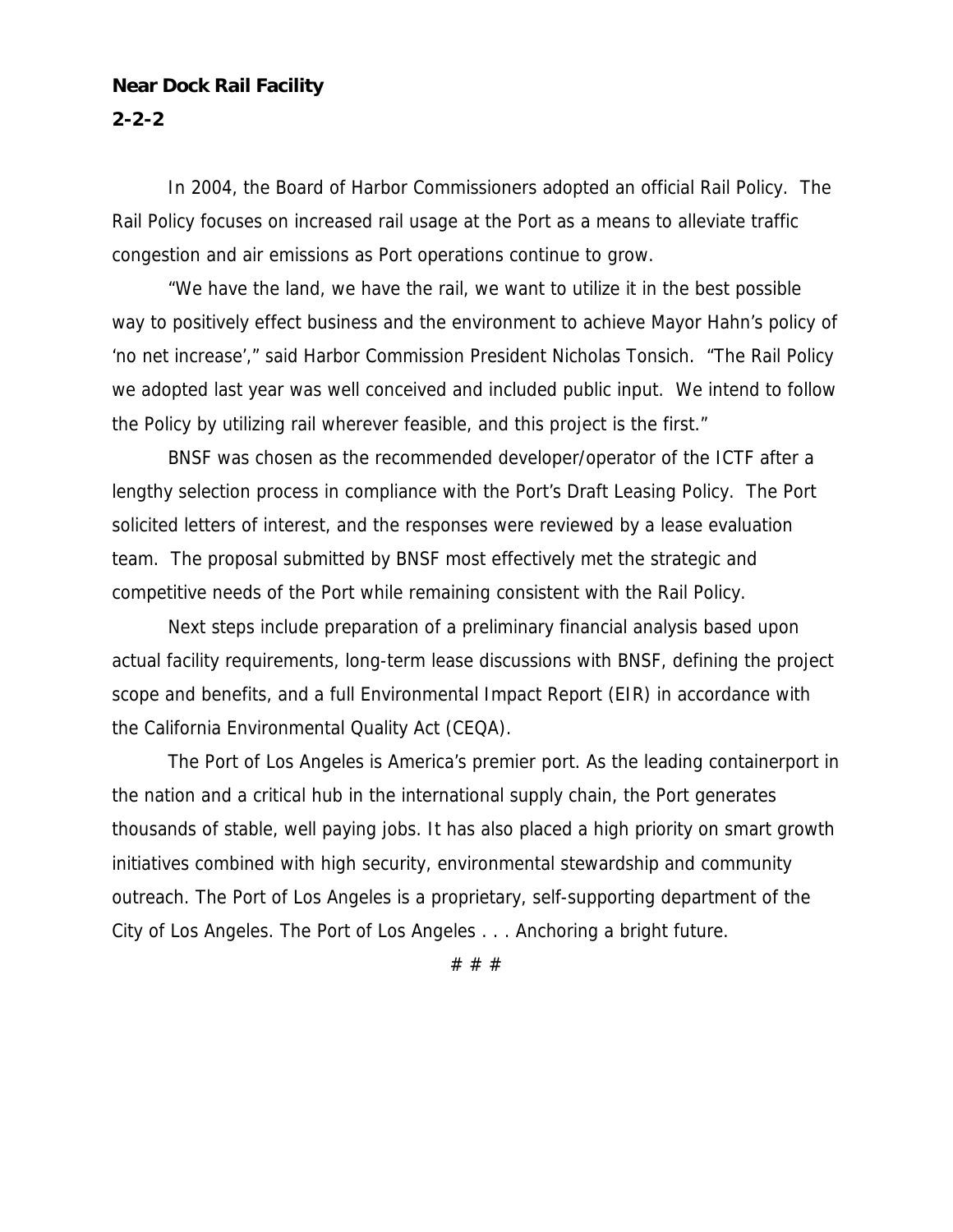In 2004, the Board of Harbor Commissioners adopted an official Rail Policy. The Rail Policy focuses on increased rail usage at the Port as a means to alleviate traffic congestion and air emissions as Port operations continue to grow.

"We have the land, we have the rail, we want to utilize it in the best possible way to positively effect business and the environment to achieve Mayor Hahn's policy of 'no net increase'," said Harbor Commission President Nicholas Tonsich. "The Rail Policy we adopted last year was well conceived and included public input. We intend to follow the Policy by utilizing rail wherever feasible, and this project is the first."

BNSF was chosen as the recommended developer/operator of the ICTF after a lengthy selection process in compliance with the Port's Draft Leasing Policy. The Port solicited letters of interest, and the responses were reviewed by a lease evaluation team. The proposal submitted by BNSF most effectively met the strategic and competitive needs of the Port while remaining consistent with the Rail Policy.

Next steps include preparation of a preliminary financial analysis based upon actual facility requirements, long-term lease discussions with BNSF, defining the project scope and benefits, and a full Environmental Impact Report (EIR) in accordance with the California Environmental Quality Act (CEQA).

The Port of Los Angeles is America's premier port. As the leading containerport in the nation and a critical hub in the international supply chain, the Port generates thousands of stable, well paying jobs. It has also placed a high priority on smart growth initiatives combined with high security, environmental stewardship and community outreach. The Port of Los Angeles is a proprietary, self-supporting department of the City of Los Angeles. The Port of Los Angeles . . . Anchoring a bright future.

# # #